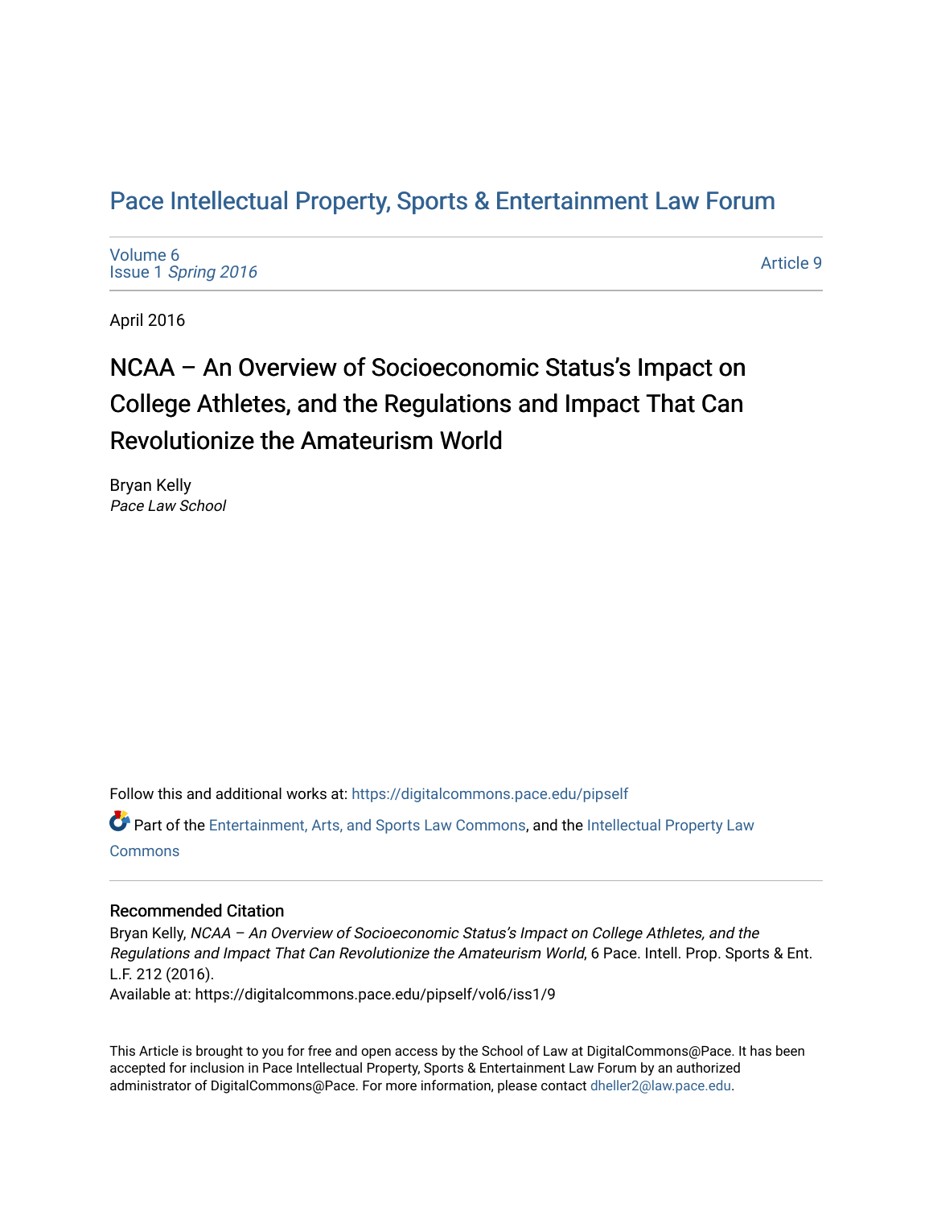# Pace Intellectual Property, Sports & Entertainment Law Forum

Volume 6
Issue 1 *Spring 2016*

Article 9

April 2016

## NCAA – An Overview of Socioeconomic Status's Impact on College Athletes, and the Regulations and Impact That Can Revolutionize the Amateurism World

Bryan Kelly
*Pace Law School*

Follow this and additional works at: https://digitalcommons.pace.edu/pipself

Part of the Entertainment, Arts, and Sports Law Commons, and the Intellectual Property Law Commons

### Recommended Citation

Bryan Kelly, *NCAA – An Overview of Socioeconomic Status's Impact on College Athletes, and the Regulations and Impact That Can Revolutionize the Amateurism World*, 6 Pace. Intell. Prop. Sports & Ent. L.F. 212 (2016).
Available at: https://digitalcommons.pace.edu/pipself/vol6/iss1/9

This Article is brought to you for free and open access by the School of Law at DigitalCommons@Pace. It has been accepted for inclusion in Pace Intellectual Property, Sports & Entertainment Law Forum by an authorized administrator of DigitalCommons@Pace. For more information, please contact dheller2@law.pace.edu.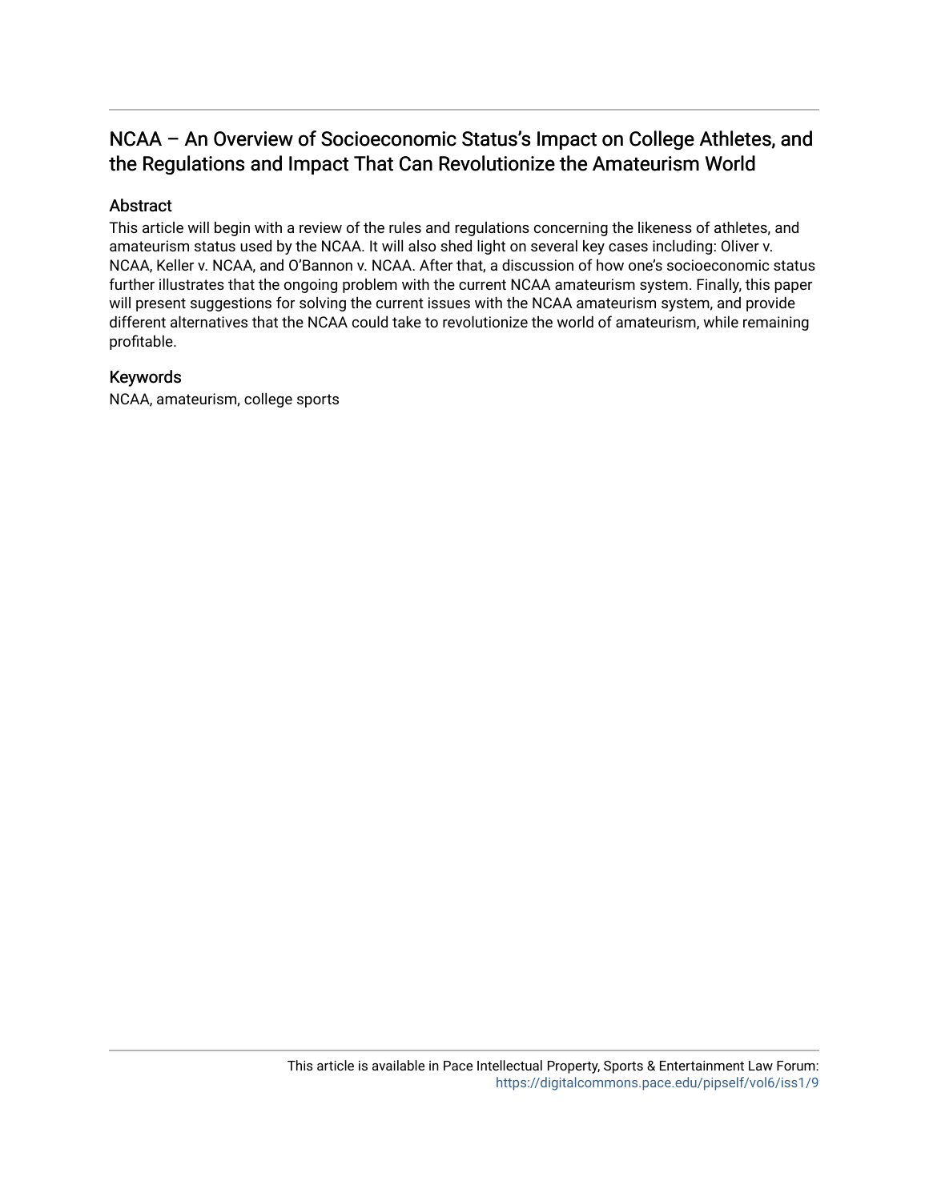# NCAA – An Overview of Socioeconomic Status's Impact on College Athletes, and the Regulations and Impact That Can Revolutionize the Amateurism World

## Abstract

This article will begin with a review of the rules and regulations concerning the likeness of athletes, and amateurism status used by the NCAA. It will also shed light on several key cases including: Oliver v. NCAA, Keller v. NCAA, and O'Bannon v. NCAA. After that, a discussion of how one's socioeconomic status further illustrates that the ongoing problem with the current NCAA amateurism system. Finally, this paper will present suggestions for solving the current issues with the NCAA amateurism system, and provide different alternatives that the NCAA could take to revolutionize the world of amateurism, while remaining profitable.

## Keywords

NCAA, amateurism, college sports

This article is available in Pace Intellectual Property, Sports & Entertainment Law Forum: https://digitalcommons.pace.edu/pipself/vol6/iss1/9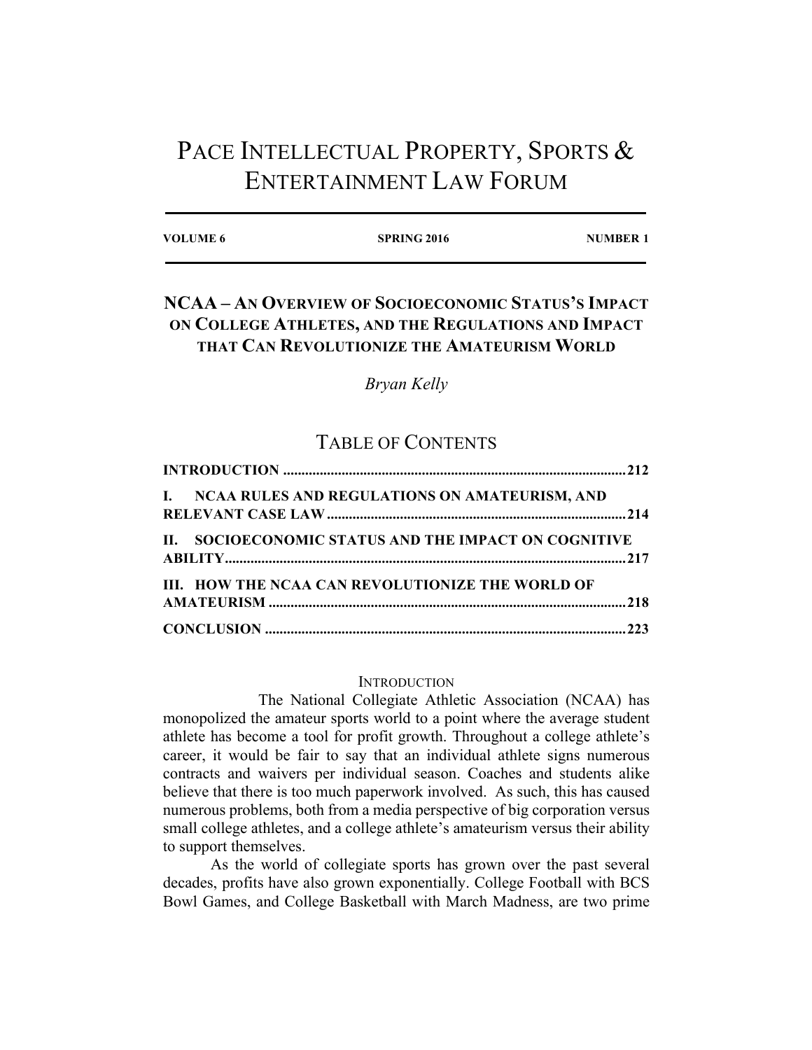# PACE INTELLECTUAL PROPERTY, SPORTS & ENTERTAINMENT LAW FORUM

**VOLUME 6** | **SPRING 2016** | **NUMBER 1**

## NCAA – AN OVERVIEW OF SOCIOECONOMIC STATUS'S IMPACT ON COLLEGE ATHLETES, AND THE REGULATIONS AND IMPACT THAT CAN REVOLUTIONIZE THE AMATEURISM WORLD

*Bryan Kelly*

## TABLE OF CONTENTS

**INTRODUCTION** .......... **212**

**I. NCAA RULES AND REGULATIONS ON AMATEURISM, AND RELEVANT CASE LAW** .......... **214**

**II. SOCIOECONOMIC STATUS AND THE IMPACT ON COGNITIVE ABILITY** .......... **217**

**III. HOW THE NCAA CAN REVOLUTIONIZE THE WORLD OF AMATEURISM** .......... **218**

**CONCLUSION** .......... **223**

### INTRODUCTION

The National Collegiate Athletic Association (NCAA) has monopolized the amateur sports world to a point where the average student athlete has become a tool for profit growth. Throughout a college athlete's career, it would be fair to say that an individual athlete signs numerous contracts and waivers per individual season. Coaches and students alike believe that there is too much paperwork involved. As such, this has caused numerous problems, both from a media perspective of big corporation versus small college athletes, and a college athlete's amateurism versus their ability to support themselves.

As the world of collegiate sports has grown over the past several decades, profits have also grown exponentially. College Football with BCS Bowl Games, and College Basketball with March Madness, are two prime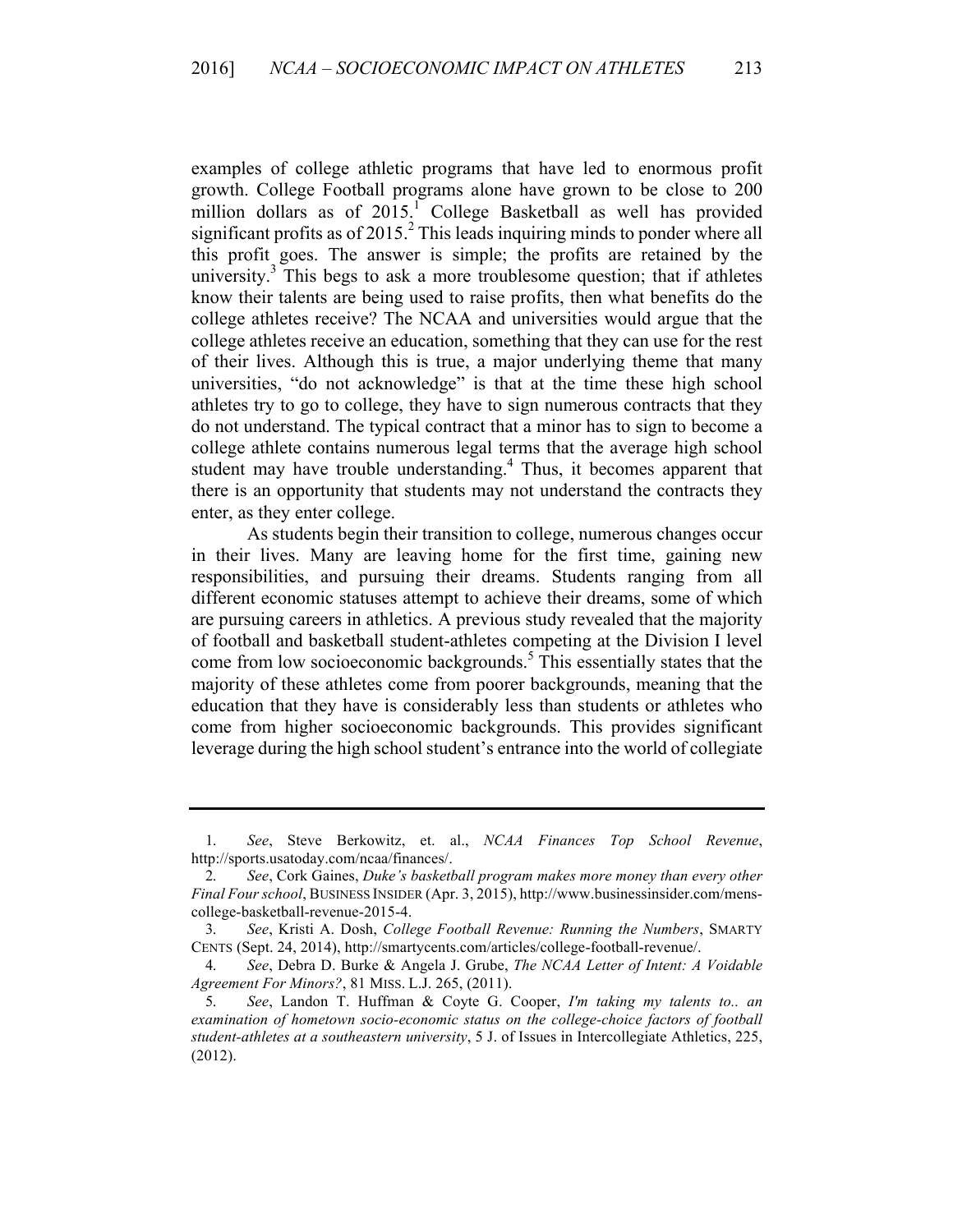examples of college athletic programs that have led to enormous profit growth. College Football programs alone have grown to be close to 200 million dollars as of 2015.[1] College Basketball as well has provided significant profits as of 2015.[2] This leads inquiring minds to ponder where all this profit goes. The answer is simple; the profits are retained by the university.[3] This begs to ask a more troublesome question; that if athletes know their talents are being used to raise profits, then what benefits do the college athletes receive? The NCAA and universities would argue that the college athletes receive an education, something that they can use for the rest of their lives. Although this is true, a major underlying theme that many universities, "do not acknowledge" is that at the time these high school athletes try to go to college, they have to sign numerous contracts that they do not understand. The typical contract that a minor has to sign to become a college athlete contains numerous legal terms that the average high school student may have trouble understanding.[4] Thus, it becomes apparent that there is an opportunity that students may not understand the contracts they enter, as they enter college.

As students begin their transition to college, numerous changes occur in their lives. Many are leaving home for the first time, gaining new responsibilities, and pursuing their dreams. Students ranging from all different economic statuses attempt to achieve their dreams, some of which are pursuing careers in athletics. A previous study revealed that the majority of football and basketball student-athletes competing at the Division I level come from low socioeconomic backgrounds.[5] This essentially states that the majority of these athletes come from poorer backgrounds, meaning that the education that they have is considerably less than students or athletes who come from higher socioeconomic backgrounds. This provides significant leverage during the high school student's entrance into the world of collegiate

---

1. *See*, Steve Berkowitz, et. al., *NCAA Finances Top School Revenue*, http://sports.usatoday.com/ncaa/finances/.
2. *See*, Cork Gaines, *Duke's basketball program makes more money than every other Final Four school*, BUSINESS INSIDER (Apr. 3, 2015), http://www.businessinsider.com/mens-college-basketball-revenue-2015-4.
3. *See*, Kristi A. Dosh, *College Football Revenue: Running the Numbers*, SMARTY CENTS (Sept. 24, 2014), http://smartycents.com/articles/college-football-revenue/.
4. *See*, Debra D. Burke & Angela J. Grube, *The NCAA Letter of Intent: A Voidable Agreement For Minors?*, 81 MISS. L.J. 265, (2011).
5. *See*, Landon T. Huffman & Coyte G. Cooper, *I'm taking my talents to.. an examination of hometown socio-economic status on the college-choice factors of football student-athletes at a southeastern university*, 5 J. of Issues in Intercollegiate Athletics, 225, (2012).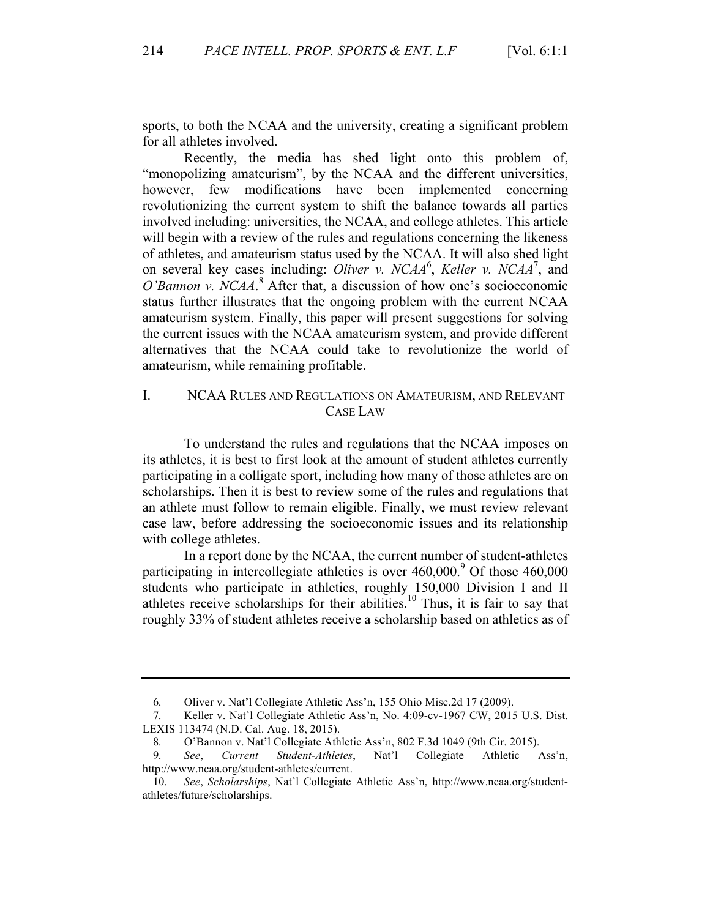sports, to both the NCAA and the university, creating a significant problem for all athletes involved.

Recently, the media has shed light onto this problem of, "monopolizing amateurism", by the NCAA and the different universities, however, few modifications have been implemented concerning revolutionizing the current system to shift the balance towards all parties involved including: universities, the NCAA, and college athletes. This article will begin with a review of the rules and regulations concerning the likeness of athletes, and amateurism status used by the NCAA. It will also shed light on several key cases including: *Oliver v. NCAA*[6], *Keller v. NCAA*[7], and *O'Bannon v. NCAA*.[8] After that, a discussion of how one's socioeconomic status further illustrates that the ongoing problem with the current NCAA amateurism system. Finally, this paper will present suggestions for solving the current issues with the NCAA amateurism system, and provide different alternatives that the NCAA could take to revolutionize the world of amateurism, while remaining profitable.

## I. NCAA Rules and Regulations on Amateurism, and Relevant Case Law

To understand the rules and regulations that the NCAA imposes on its athletes, it is best to first look at the amount of student athletes currently participating in a colligate sport, including how many of those athletes are on scholarships. Then it is best to review some of the rules and regulations that an athlete must follow to remain eligible. Finally, we must review relevant case law, before addressing the socioeconomic issues and its relationship with college athletes.

In a report done by the NCAA, the current number of student-athletes participating in intercollegiate athletics is over 460,000.[9] Of those 460,000 students who participate in athletics, roughly 150,000 Division I and II athletes receive scholarships for their abilities.[10] Thus, it is fair to say that roughly 33% of student athletes receive a scholarship based on athletics as of

---

6. Oliver v. Nat'l Collegiate Athletic Ass'n, 155 Ohio Misc.2d 17 (2009).

7. Keller v. Nat'l Collegiate Athletic Ass'n, No. 4:09-cv-1967 CW, 2015 U.S. Dist. LEXIS 113474 (N.D. Cal. Aug. 18, 2015).

8. O'Bannon v. Nat'l Collegiate Athletic Ass'n, 802 F.3d 1049 (9th Cir. 2015).

9. *See*, *Current Student-Athletes*, Nat'l Collegiate Athletic Ass'n, http://www.ncaa.org/student-athletes/current.

10. *See*, *Scholarships*, Nat'l Collegiate Athletic Ass'n, http://www.ncaa.org/student-athletes/future/scholarships.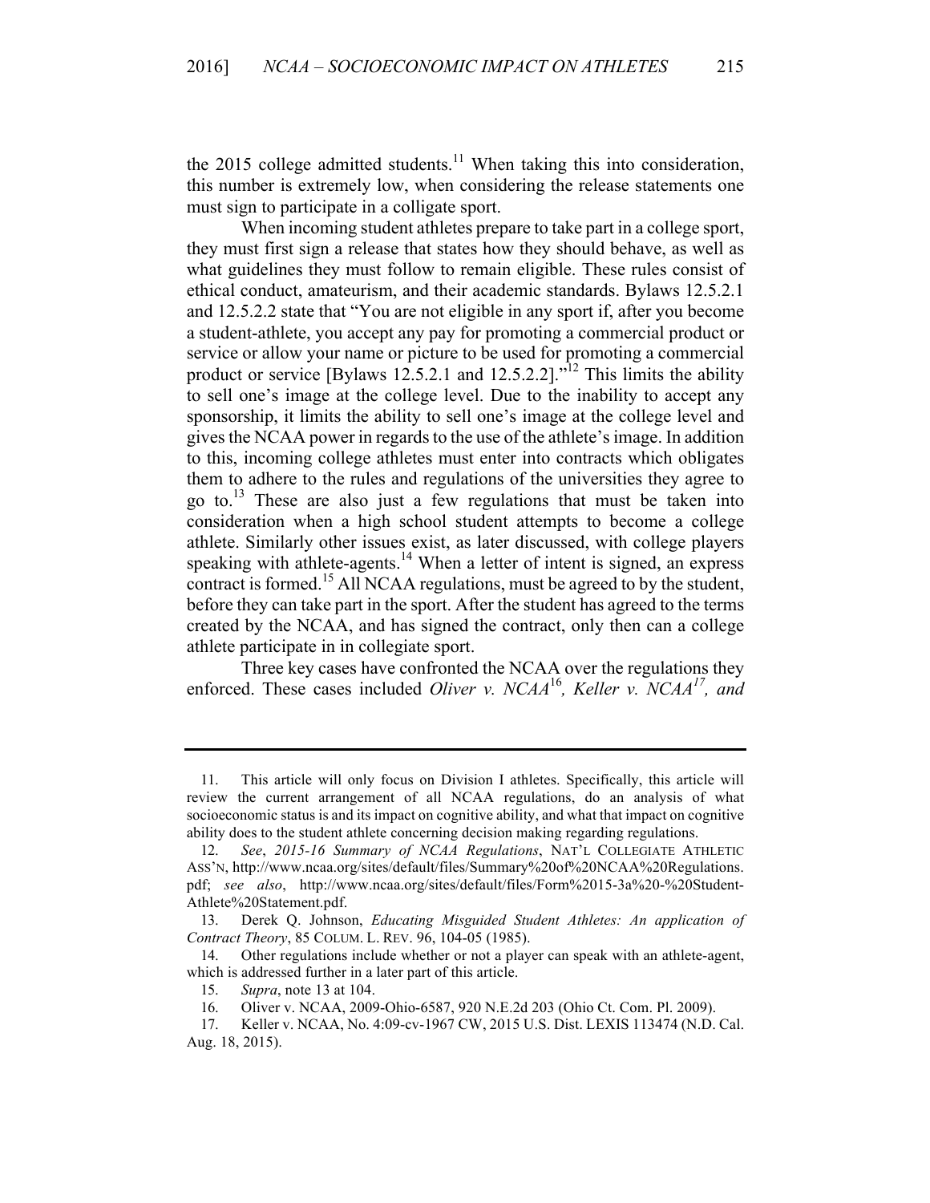the 2015 college admitted students.[11] When taking this into consideration, this number is extremely low, when considering the release statements one must sign to participate in a colligate sport.

When incoming student athletes prepare to take part in a college sport, they must first sign a release that states how they should behave, as well as what guidelines they must follow to remain eligible. These rules consist of ethical conduct, amateurism, and their academic standards. Bylaws 12.5.2.1 and 12.5.2.2 state that "You are not eligible in any sport if, after you become a student-athlete, you accept any pay for promoting a commercial product or service or allow your name or picture to be used for promoting a commercial product or service [Bylaws 12.5.2.1 and 12.5.2.2]."[12] This limits the ability to sell one's image at the college level. Due to the inability to accept any sponsorship, it limits the ability to sell one's image at the college level and gives the NCAA power in regards to the use of the athlete's image. In addition to this, incoming college athletes must enter into contracts which obligates them to adhere to the rules and regulations of the universities they agree to go to.[13] These are also just a few regulations that must be taken into consideration when a high school student attempts to become a college athlete. Similarly other issues exist, as later discussed, with college players speaking with athlete-agents.[14] When a letter of intent is signed, an express contract is formed.[15] All NCAA regulations, must be agreed to by the student, before they can take part in the sport. After the student has agreed to the terms created by the NCAA, and has signed the contract, only then can a college athlete participate in in collegiate sport.

Three key cases have confronted the NCAA over the regulations they enforced. These cases included *Oliver v. NCAA*[16], *Keller v. NCAA*[17], *and*

---

11. This article will only focus on Division I athletes. Specifically, this article will review the current arrangement of all NCAA regulations, do an analysis of what socioeconomic status is and its impact on cognitive ability, and what that impact on cognitive ability does to the student athlete concerning decision making regarding regulations.

12. *See*, *2015-16 Summary of NCAA Regulations*, NAT'L COLLEGIATE ATHLETIC ASS'N, http://www.ncaa.org/sites/default/files/Summary%20of%20NCAA%20Regulations.pdf; *see also*, http://www.ncaa.org/sites/default/files/Form%2015-3a%20-%20Student-Athlete%20Statement.pdf.

13. Derek Q. Johnson, *Educating Misguided Student Athletes: An application of Contract Theory*, 85 COLUM. L. REV. 96, 104-05 (1985).

14. Other regulations include whether or not a player can speak with an athlete-agent, which is addressed further in a later part of this article.

15. *Supra*, note 13 at 104.

16. Oliver v. NCAA, 2009-Ohio-6587, 920 N.E.2d 203 (Ohio Ct. Com. Pl. 2009).

17. Keller v. NCAA, No. 4:09-cv-1967 CW, 2015 U.S. Dist. LEXIS 113474 (N.D. Cal. Aug. 18, 2015).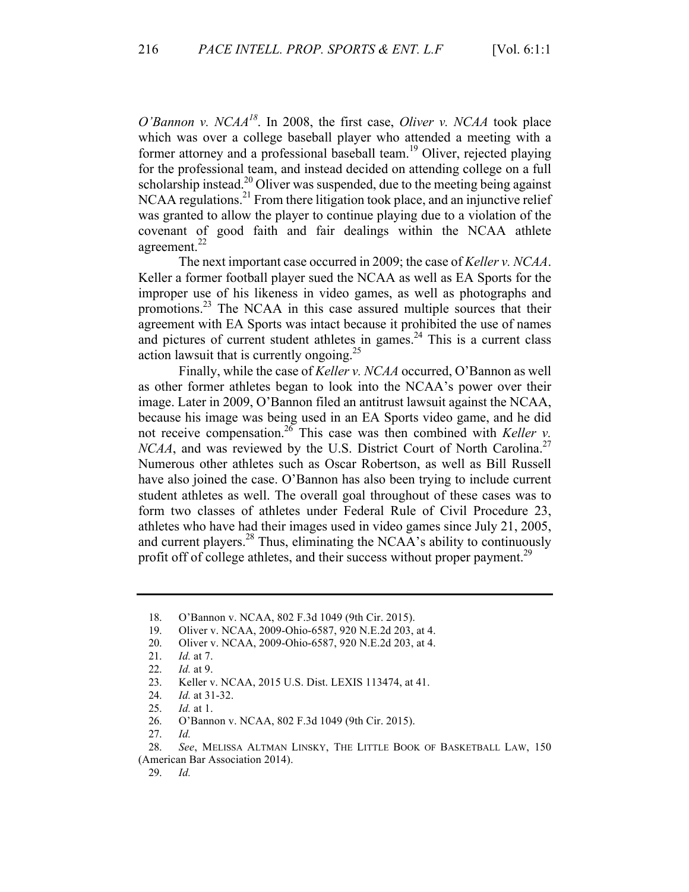*O'Bannon v. NCAA*[18]. In 2008, the first case, *Oliver v. NCAA* took place which was over a college baseball player who attended a meeting with a former attorney and a professional baseball team.[19] Oliver, rejected playing for the professional team, and instead decided on attending college on a full scholarship instead.[20] Oliver was suspended, due to the meeting being against NCAA regulations.[21] From there litigation took place, and an injunctive relief was granted to allow the player to continue playing due to a violation of the covenant of good faith and fair dealings within the NCAA athlete agreement.[22]

The next important case occurred in 2009; the case of *Keller v. NCAA*. Keller a former football player sued the NCAA as well as EA Sports for the improper use of his likeness in video games, as well as photographs and promotions.[23] The NCAA in this case assured multiple sources that their agreement with EA Sports was intact because it prohibited the use of names and pictures of current student athletes in games.[24] This is a current class action lawsuit that is currently ongoing.[25]

Finally, while the case of *Keller v. NCAA* occurred, O'Bannon as well as other former athletes began to look into the NCAA's power over their image. Later in 2009, O'Bannon filed an antitrust lawsuit against the NCAA, because his image was being used in an EA Sports video game, and he did not receive compensation.[26] This case was then combined with *Keller v. NCAA*, and was reviewed by the U.S. District Court of North Carolina.[27] Numerous other athletes such as Oscar Robertson, as well as Bill Russell have also joined the case. O'Bannon has also been trying to include current student athletes as well. The overall goal throughout of these cases was to form two classes of athletes under Federal Rule of Civil Procedure 23, athletes who have had their images used in video games since July 21, 2005, and current players.[28] Thus, eliminating the NCAA's ability to continuously profit off of college athletes, and their success without proper payment.[29]

---

18. O'Bannon v. NCAA, 802 F.3d 1049 (9th Cir. 2015).
19. Oliver v. NCAA, 2009-Ohio-6587, 920 N.E.2d 203, at 4.
20. Oliver v. NCAA, 2009-Ohio-6587, 920 N.E.2d 203, at 4.
21. *Id.* at 7.
22. *Id.* at 9.
23. Keller v. NCAA, 2015 U.S. Dist. LEXIS 113474, at 41.
24. *Id.* at 31-32.
25. *Id.* at 1.
26. O'Bannon v. NCAA, 802 F.3d 1049 (9th Cir. 2015).
27. *Id.*
28. *See*, MELISSA ALTMAN LINSKY, THE LITTLE BOOK OF BASKETBALL LAW, 150 (American Bar Association 2014).
29. *Id.*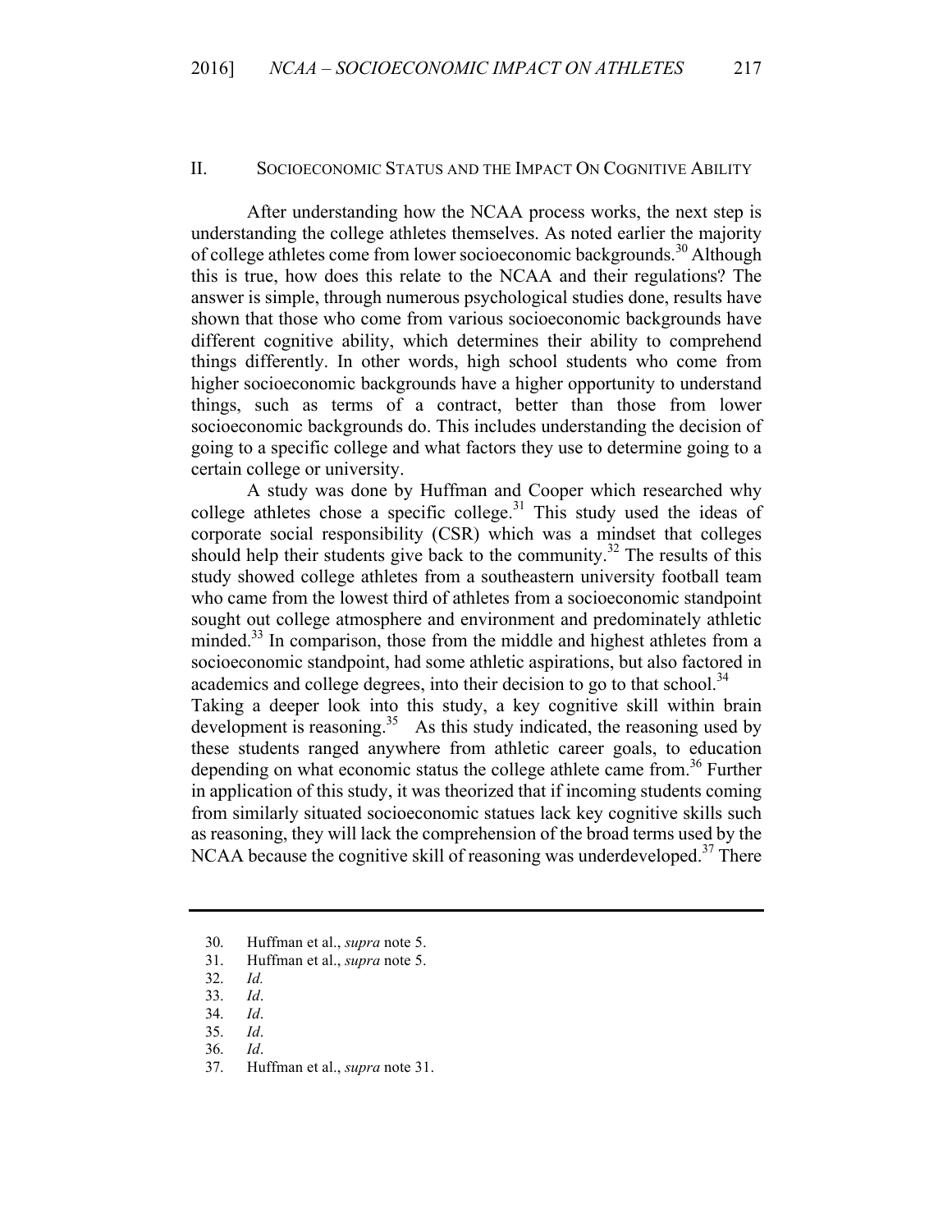## II. Socioeconomic Status and the Impact On Cognitive Ability

After understanding how the NCAA process works, the next step is understanding the college athletes themselves. As noted earlier the majority of college athletes come from lower socioeconomic backgrounds.[30] Although this is true, how does this relate to the NCAA and their regulations? The answer is simple, through numerous psychological studies done, results have shown that those who come from various socioeconomic backgrounds have different cognitive ability, which determines their ability to comprehend things differently. In other words, high school students who come from higher socioeconomic backgrounds have a higher opportunity to understand things, such as terms of a contract, better than those from lower socioeconomic backgrounds do. This includes understanding the decision of going to a specific college and what factors they use to determine going to a certain college or university.

A study was done by Huffman and Cooper which researched why college athletes chose a specific college.[31] This study used the ideas of corporate social responsibility (CSR) which was a mindset that colleges should help their students give back to the community.[32] The results of this study showed college athletes from a southeastern university football team who came from the lowest third of athletes from a socioeconomic standpoint sought out college atmosphere and environment and predominately athletic minded.[33] In comparison, those from the middle and highest athletes from a socioeconomic standpoint, had some athletic aspirations, but also factored in academics and college degrees, into their decision to go to that school.[34]

Taking a deeper look into this study, a key cognitive skill within brain development is reasoning.[35] As this study indicated, the reasoning used by these students ranged anywhere from athletic career goals, to education depending on what economic status the college athlete came from.[36] Further in application of this study, it was theorized that if incoming students coming from similarly situated socioeconomic statues lack key cognitive skills such as reasoning, they will lack the comprehension of the broad terms used by the NCAA because the cognitive skill of reasoning was underdeveloped.[37] There

---

30. Huffman et al., *supra* note 5.
31. Huffman et al., *supra* note 5.
32. *Id.*
33. *Id*.
34. *Id*.
35. *Id*.
36. *Id*.
37. Huffman et al., *supra* note 31.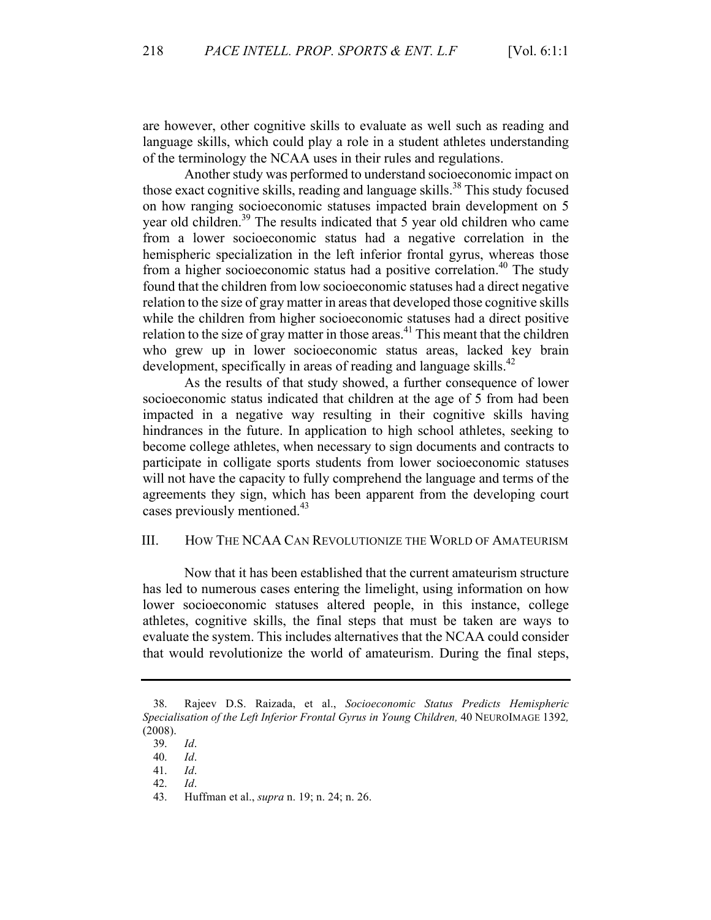are however, other cognitive skills to evaluate as well such as reading and language skills, which could play a role in a student athletes understanding of the terminology the NCAA uses in their rules and regulations.

Another study was performed to understand socioeconomic impact on those exact cognitive skills, reading and language skills.[38] This study focused on how ranging socioeconomic statuses impacted brain development on 5 year old children.[39] The results indicated that 5 year old children who came from a lower socioeconomic status had a negative correlation in the hemispheric specialization in the left inferior frontal gyrus, whereas those from a higher socioeconomic status had a positive correlation.[40] The study found that the children from low socioeconomic statuses had a direct negative relation to the size of gray matter in areas that developed those cognitive skills while the children from higher socioeconomic statuses had a direct positive relation to the size of gray matter in those areas.[41] This meant that the children who grew up in lower socioeconomic status areas, lacked key brain development, specifically in areas of reading and language skills.[42]

As the results of that study showed, a further consequence of lower socioeconomic status indicated that children at the age of 5 from had been impacted in a negative way resulting in their cognitive skills having hindrances in the future. In application to high school athletes, seeking to become college athletes, when necessary to sign documents and contracts to participate in colligate sports students from lower socioeconomic statuses will not have the capacity to fully comprehend the language and terms of the agreements they sign, which has been apparent from the developing court cases previously mentioned.[43]

## III. HOW THE NCAA CAN REVOLUTIONIZE THE WORLD OF AMATEURISM

Now that it has been established that the current amateurism structure has led to numerous cases entering the limelight, using information on how lower socioeconomic statuses altered people, in this instance, college athletes, cognitive skills, the final steps that must be taken are ways to evaluate the system. This includes alternatives that the NCAA could consider that would revolutionize the world of amateurism. During the final steps,

---

38. Rajeev D.S. Raizada, et al., *Socioeconomic Status Predicts Hemispheric Specialisation of the Left Inferior Frontal Gyrus in Young Children,* 40 NEUROIMAGE 1392*,* (2008).

39. *Id*.

40. *Id*.

41. *Id*.

42. *Id*.

43. Huffman et al., *supra* n. 19; n. 24; n. 26.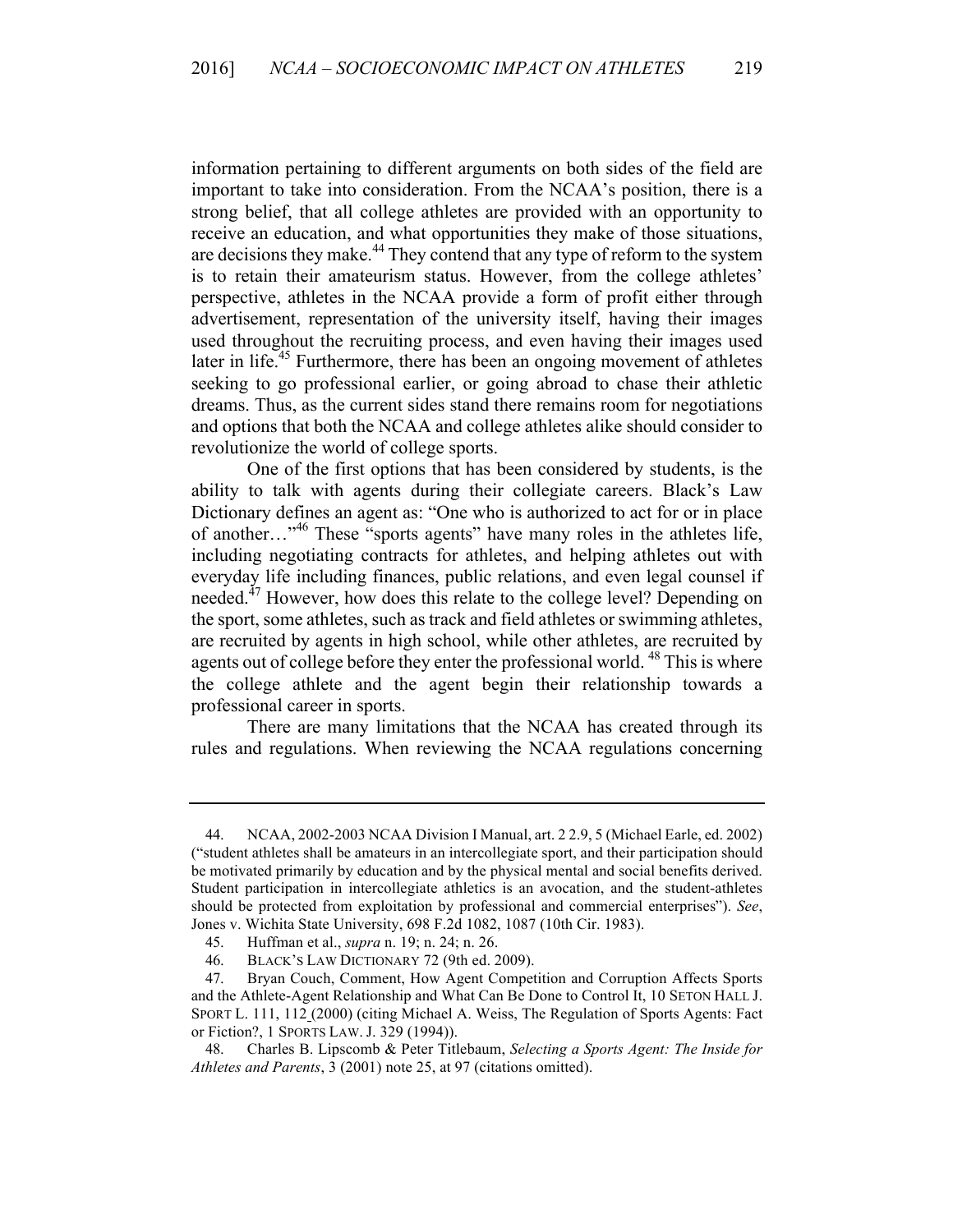information pertaining to different arguments on both sides of the field are important to take into consideration. From the NCAA's position, there is a strong belief, that all college athletes are provided with an opportunity to receive an education, and what opportunities they make of those situations, are decisions they make.[44] They contend that any type of reform to the system is to retain their amateurism status. However, from the college athletes' perspective, athletes in the NCAA provide a form of profit either through advertisement, representation of the university itself, having their images used throughout the recruiting process, and even having their images used later in life.[45] Furthermore, there has been an ongoing movement of athletes seeking to go professional earlier, or going abroad to chase their athletic dreams. Thus, as the current sides stand there remains room for negotiations and options that both the NCAA and college athletes alike should consider to revolutionize the world of college sports.

One of the first options that has been considered by students, is the ability to talk with agents during their collegiate careers. Black's Law Dictionary defines an agent as: "One who is authorized to act for or in place of another…"[46] These "sports agents" have many roles in the athletes life, including negotiating contracts for athletes, and helping athletes out with everyday life including finances, public relations, and even legal counsel if needed.[47] However, how does this relate to the college level? Depending on the sport, some athletes, such as track and field athletes or swimming athletes, are recruited by agents in high school, while other athletes, are recruited by agents out of college before they enter the professional world. [48] This is where the college athlete and the agent begin their relationship towards a professional career in sports.

There are many limitations that the NCAA has created through its rules and regulations. When reviewing the NCAA regulations concerning

---

44. NCAA, 2002-2003 NCAA Division I Manual, art. 2 2.9, 5 (Michael Earle, ed. 2002) ("student athletes shall be amateurs in an intercollegiate sport, and their participation should be motivated primarily by education and by the physical mental and social benefits derived. Student participation in intercollegiate athletics is an avocation, and the student-athletes should be protected from exploitation by professional and commercial enterprises"). *See*, Jones v. Wichita State University, 698 F.2d 1082, 1087 (10th Cir. 1983).

45. Huffman et al., *supra* n. 19; n. 24; n. 26.

46. BLACK'S LAW DICTIONARY 72 (9th ed. 2009).

47. Bryan Couch, Comment, How Agent Competition and Corruption Affects Sports and the Athlete-Agent Relationship and What Can Be Done to Control It, 10 SETON HALL J. SPORT L. 111, 112 (2000) (citing Michael A. Weiss, The Regulation of Sports Agents: Fact or Fiction?, 1 SPORTS LAW. J. 329 (1994)).

48. Charles B. Lipscomb & Peter Titlebaum, *Selecting a Sports Agent: The Inside for Athletes and Parents*, 3 (2001) note 25, at 97 (citations omitted).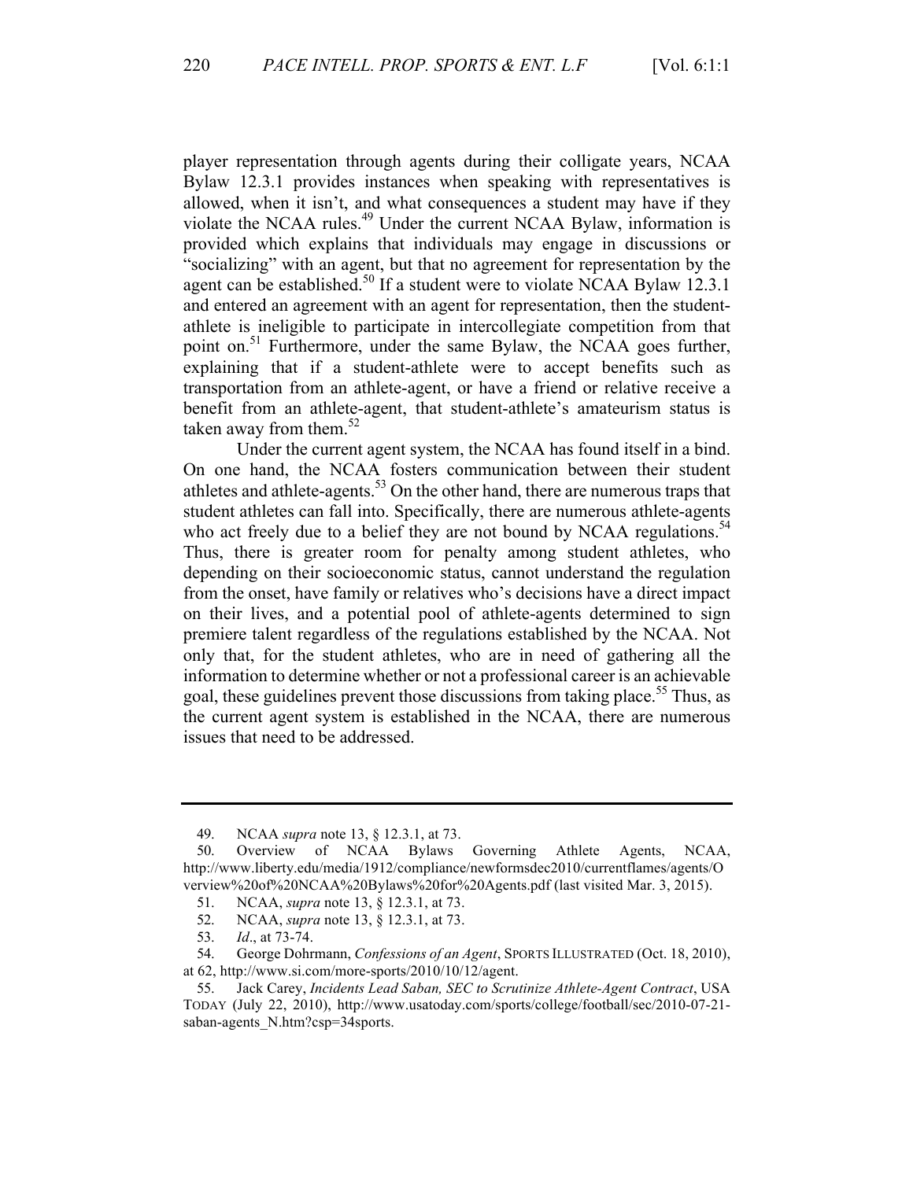player representation through agents during their colligate years, NCAA Bylaw 12.3.1 provides instances when speaking with representatives is allowed, when it isn't, and what consequences a student may have if they violate the NCAA rules.[49] Under the current NCAA Bylaw, information is provided which explains that individuals may engage in discussions or "socializing" with an agent, but that no agreement for representation by the agent can be established.[50] If a student were to violate NCAA Bylaw 12.3.1 and entered an agreement with an agent for representation, then the student-athlete is ineligible to participate in intercollegiate competition from that point on.[51] Furthermore, under the same Bylaw, the NCAA goes further, explaining that if a student-athlete were to accept benefits such as transportation from an athlete-agent, or have a friend or relative receive a benefit from an athlete-agent, that student-athlete's amateurism status is taken away from them.[52]

Under the current agent system, the NCAA has found itself in a bind. On one hand, the NCAA fosters communication between their student athletes and athlete-agents.[53] On the other hand, there are numerous traps that student athletes can fall into. Specifically, there are numerous athlete-agents who act freely due to a belief they are not bound by NCAA regulations.[54] Thus, there is greater room for penalty among student athletes, who depending on their socioeconomic status, cannot understand the regulation from the onset, have family or relatives who's decisions have a direct impact on their lives, and a potential pool of athlete-agents determined to sign premiere talent regardless of the regulations established by the NCAA. Not only that, for the student athletes, who are in need of gathering all the information to determine whether or not a professional career is an achievable goal, these guidelines prevent those discussions from taking place.[55] Thus, as the current agent system is established in the NCAA, there are numerous issues that need to be addressed.

---

49. NCAA *supra* note 13, § 12.3.1, at 73.

50. Overview of NCAA Bylaws Governing Athlete Agents, NCAA, http://www.liberty.edu/media/1912/compliance/newformsdec2010/currentflames/agents/Overview%20of%20NCAA%20Bylaws%20for%20Agents.pdf (last visited Mar. 3, 2015).

51. NCAA, *supra* note 13, § 12.3.1, at 73.

52. NCAA, *supra* note 13, § 12.3.1, at 73.

53. *Id*., at 73-74.

54. George Dohrmann, *Confessions of an Agent*, SPORTS ILLUSTRATED (Oct. 18, 2010), at 62, http://www.si.com/more-sports/2010/10/12/agent.

55. Jack Carey, *Incidents Lead Saban, SEC to Scrutinize Athlete-Agent Contract*, USA TODAY (July 22, 2010), http://www.usatoday.com/sports/college/football/sec/2010-07-21-saban-agents_N.htm?csp=34sports.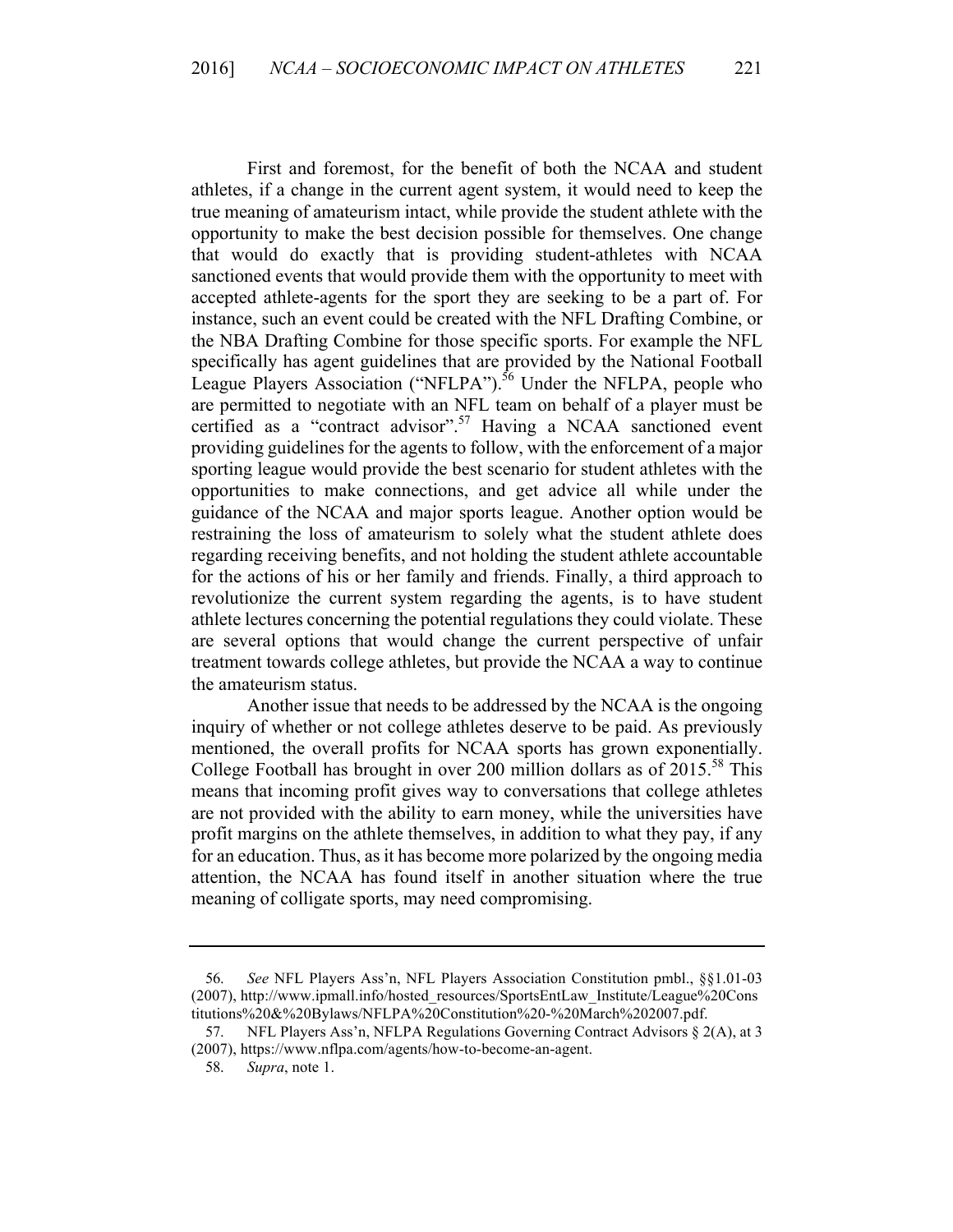First and foremost, for the benefit of both the NCAA and student athletes, if a change in the current agent system, it would need to keep the true meaning of amateurism intact, while provide the student athlete with the opportunity to make the best decision possible for themselves. One change that would do exactly that is providing student-athletes with NCAA sanctioned events that would provide them with the opportunity to meet with accepted athlete-agents for the sport they are seeking to be a part of. For instance, such an event could be created with the NFL Drafting Combine, or the NBA Drafting Combine for those specific sports. For example the NFL specifically has agent guidelines that are provided by the National Football League Players Association ("NFLPA").[56] Under the NFLPA, people who are permitted to negotiate with an NFL team on behalf of a player must be certified as a "contract advisor".[57] Having a NCAA sanctioned event providing guidelines for the agents to follow, with the enforcement of a major sporting league would provide the best scenario for student athletes with the opportunities to make connections, and get advice all while under the guidance of the NCAA and major sports league. Another option would be restraining the loss of amateurism to solely what the student athlete does regarding receiving benefits, and not holding the student athlete accountable for the actions of his or her family and friends. Finally, a third approach to revolutionize the current system regarding the agents, is to have student athlete lectures concerning the potential regulations they could violate. These are several options that would change the current perspective of unfair treatment towards college athletes, but provide the NCAA a way to continue the amateurism status.

Another issue that needs to be addressed by the NCAA is the ongoing inquiry of whether or not college athletes deserve to be paid. As previously mentioned, the overall profits for NCAA sports has grown exponentially. College Football has brought in over 200 million dollars as of 2015.[58] This means that incoming profit gives way to conversations that college athletes are not provided with the ability to earn money, while the universities have profit margins on the athlete themselves, in addition to what they pay, if any for an education. Thus, as it has become more polarized by the ongoing media attention, the NCAA has found itself in another situation where the true meaning of colligate sports, may need compromising.

---

56. *See* NFL Players Ass'n, NFL Players Association Constitution pmbl., §§1.01-03 (2007), http://www.ipmall.info/hosted_resources/SportsEntLaw_Institute/League%20Constitutions%20&%20Bylaws/NFLPA%20Constitution%20-%20March%202007.pdf.

57. NFL Players Ass'n, NFLPA Regulations Governing Contract Advisors § 2(A), at 3 (2007), https://www.nflpa.com/agents/how-to-become-an-agent.

58. *Supra*, note 1.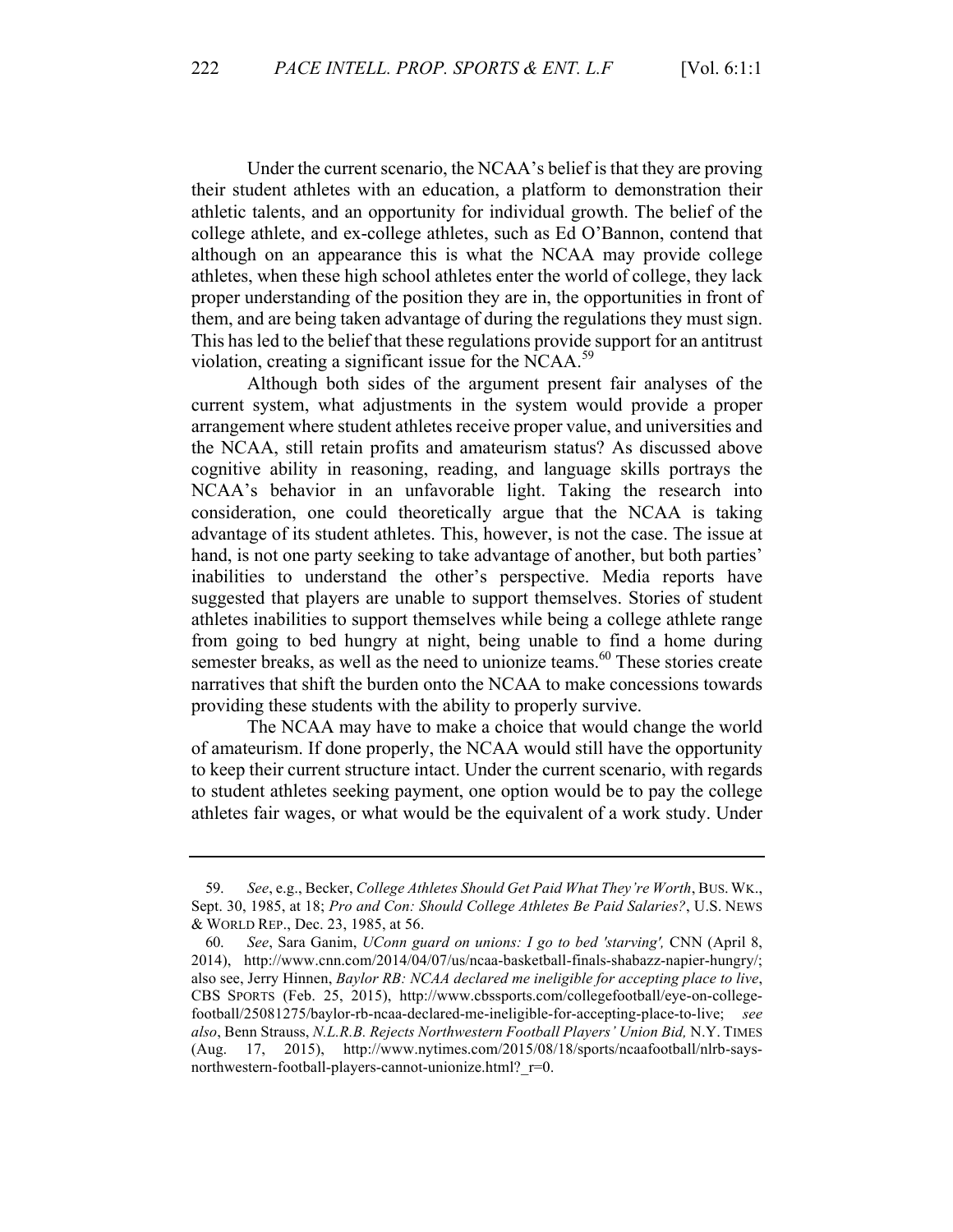Under the current scenario, the NCAA's belief is that they are proving their student athletes with an education, a platform to demonstration their athletic talents, and an opportunity for individual growth. The belief of the college athlete, and ex-college athletes, such as Ed O'Bannon, contend that although on an appearance this is what the NCAA may provide college athletes, when these high school athletes enter the world of college, they lack proper understanding of the position they are in, the opportunities in front of them, and are being taken advantage of during the regulations they must sign. This has led to the belief that these regulations provide support for an antitrust violation, creating a significant issue for the NCAA.[59]

Although both sides of the argument present fair analyses of the current system, what adjustments in the system would provide a proper arrangement where student athletes receive proper value, and universities and the NCAA, still retain profits and amateurism status? As discussed above cognitive ability in reasoning, reading, and language skills portrays the NCAA's behavior in an unfavorable light. Taking the research into consideration, one could theoretically argue that the NCAA is taking advantage of its student athletes. This, however, is not the case. The issue at hand, is not one party seeking to take advantage of another, but both parties' inabilities to understand the other's perspective. Media reports have suggested that players are unable to support themselves. Stories of student athletes inabilities to support themselves while being a college athlete range from going to bed hungry at night, being unable to find a home during semester breaks, as well as the need to unionize teams.[60] These stories create narratives that shift the burden onto the NCAA to make concessions towards providing these students with the ability to properly survive.

The NCAA may have to make a choice that would change the world of amateurism. If done properly, the NCAA would still have the opportunity to keep their current structure intact. Under the current scenario, with regards to student athletes seeking payment, one option would be to pay the college athletes fair wages, or what would be the equivalent of a work study. Under

---

59. *See*, e.g., Becker, *College Athletes Should Get Paid What They're Worth*, BUS. WK., Sept. 30, 1985, at 18; *Pro and Con: Should College Athletes Be Paid Salaries?*, U.S. NEWS & WORLD REP., Dec. 23, 1985, at 56.

60. *See*, Sara Ganim, *UConn guard on unions: I go to bed 'starving',* CNN (April 8, 2014), http://www.cnn.com/2014/04/07/us/ncaa-basketball-finals-shabazz-napier-hungry/; also see, Jerry Hinnen, *Baylor RB: NCAA declared me ineligible for accepting place to live*, CBS SPORTS (Feb. 25, 2015), http://www.cbssports.com/collegefootball/eye-on-college-football/25081275/baylor-rb-ncaa-declared-me-ineligible-for-accepting-place-to-live; *see also*, Benn Strauss, *N.L.R.B. Rejects Northwestern Football Players' Union Bid,* N.Y. TIMES (Aug. 17, 2015), http://www.nytimes.com/2015/08/18/sports/ncaafootball/nlrb-says-northwestern-football-players-cannot-unionize.html?_r=0.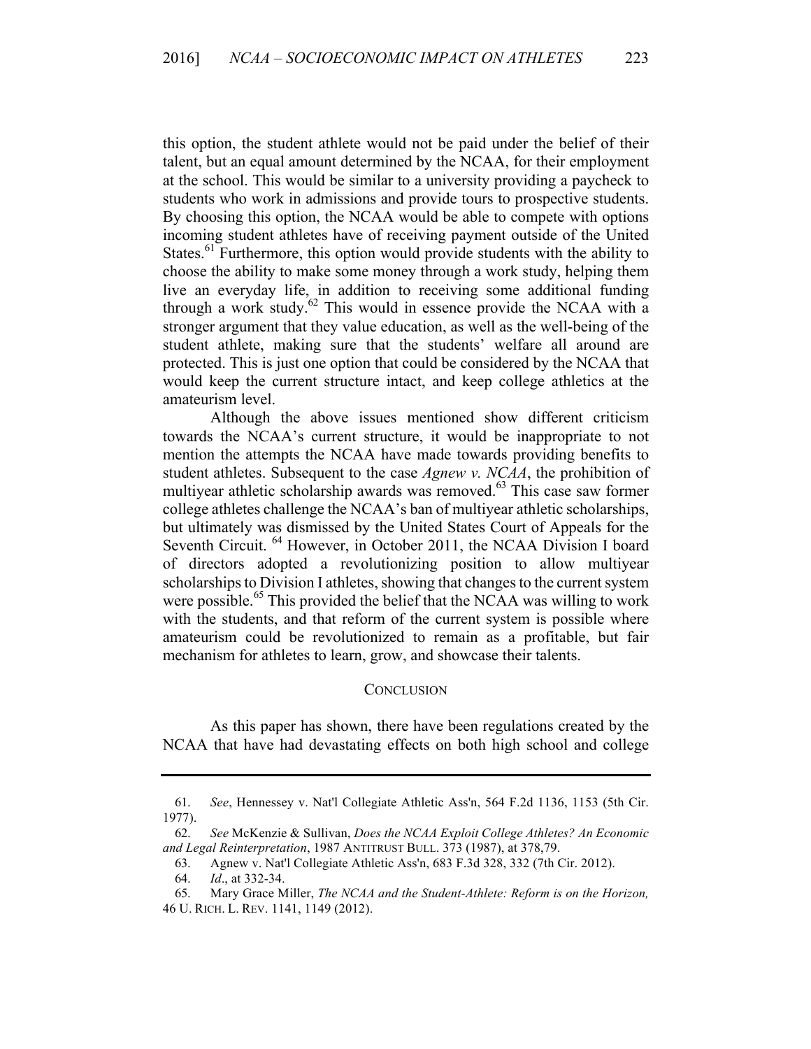this option, the student athlete would not be paid under the belief of their talent, but an equal amount determined by the NCAA, for their employment at the school. This would be similar to a university providing a paycheck to students who work in admissions and provide tours to prospective students. By choosing this option, the NCAA would be able to compete with options incoming student athletes have of receiving payment outside of the United States.[61] Furthermore, this option would provide students with the ability to choose the ability to make some money through a work study, helping them live an everyday life, in addition to receiving some additional funding through a work study.[62] This would in essence provide the NCAA with a stronger argument that they value education, as well as the well-being of the student athlete, making sure that the students' welfare all around are protected. This is just one option that could be considered by the NCAA that would keep the current structure intact, and keep college athletics at the amateurism level.

Although the above issues mentioned show different criticism towards the NCAA's current structure, it would be inappropriate to not mention the attempts the NCAA have made towards providing benefits to student athletes. Subsequent to the case *Agnew v. NCAA*, the prohibition of multiyear athletic scholarship awards was removed.[63] This case saw former college athletes challenge the NCAA's ban of multiyear athletic scholarships, but ultimately was dismissed by the United States Court of Appeals for the Seventh Circuit. [64] However, in October 2011, the NCAA Division I board of directors adopted a revolutionizing position to allow multiyear scholarships to Division I athletes, showing that changes to the current system were possible.[65] This provided the belief that the NCAA was willing to work with the students, and that reform of the current system is possible where amateurism could be revolutionized to remain as a profitable, but fair mechanism for athletes to learn, grow, and showcase their talents.

## CONCLUSION

As this paper has shown, there have been regulations created by the NCAA that have had devastating effects on both high school and college

---

61. *See*, Hennessey v. Nat'l Collegiate Athletic Ass'n, 564 F.2d 1136, 1153 (5th Cir. 1977).

62. *See* McKenzie & Sullivan, *Does the NCAA Exploit College Athletes? An Economic and Legal Reinterpretation*, 1987 ANTITRUST BULL. 373 (1987), at 378,79.

63. Agnew v. Nat'l Collegiate Athletic Ass'n, 683 F.3d 328, 332 (7th Cir. 2012).

64. *Id*., at 332-34.

65. Mary Grace Miller, *The NCAA and the Student-Athlete: Reform is on the Horizon,* 46 U. RICH. L. REV. 1141, 1149 (2012).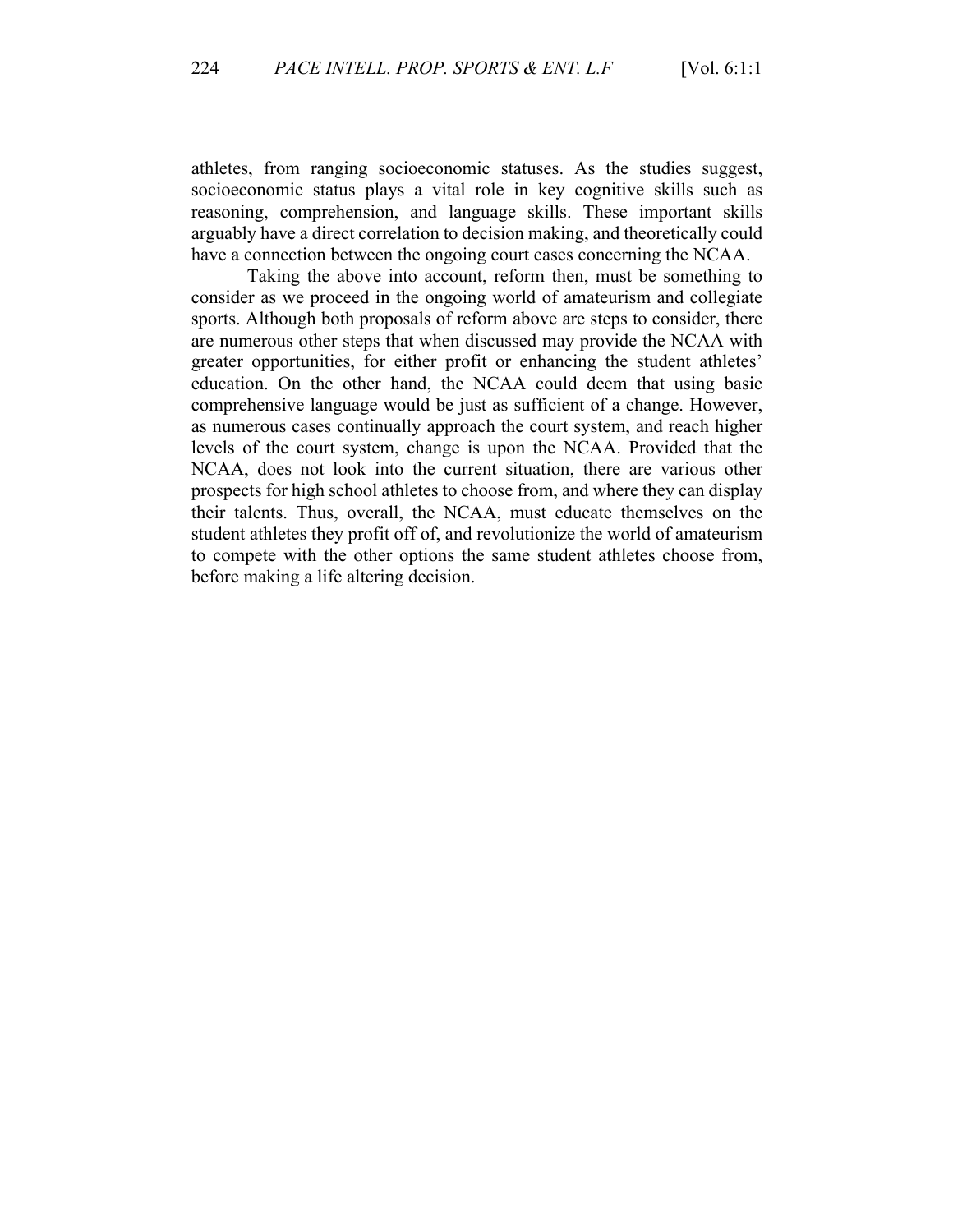athletes, from ranging socioeconomic statuses. As the studies suggest, socioeconomic status plays a vital role in key cognitive skills such as reasoning, comprehension, and language skills. These important skills arguably have a direct correlation to decision making, and theoretically could have a connection between the ongoing court cases concerning the NCAA.

Taking the above into account, reform then, must be something to consider as we proceed in the ongoing world of amateurism and collegiate sports. Although both proposals of reform above are steps to consider, there are numerous other steps that when discussed may provide the NCAA with greater opportunities, for either profit or enhancing the student athletes' education. On the other hand, the NCAA could deem that using basic comprehensive language would be just as sufficient of a change. However, as numerous cases continually approach the court system, and reach higher levels of the court system, change is upon the NCAA. Provided that the NCAA, does not look into the current situation, there are various other prospects for high school athletes to choose from, and where they can display their talents. Thus, overall, the NCAA, must educate themselves on the student athletes they profit off of, and revolutionize the world of amateurism to compete with the other options the same student athletes choose from, before making a life altering decision.